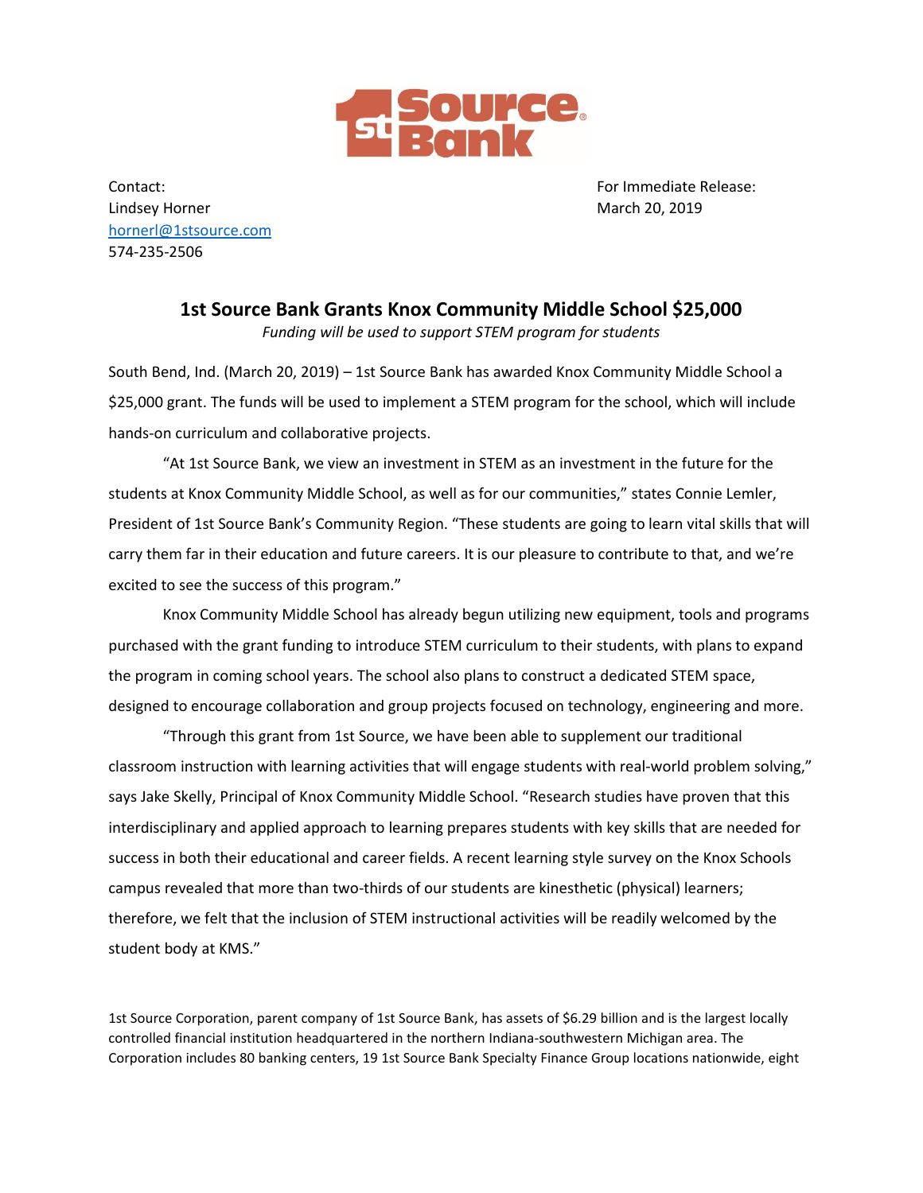1st Source Bank

Contact:
Lindsey Horner
hornerl@1stsource.com
574-235-2506

For Immediate Release:
March 20, 2019

# 1st Source Bank Grants Knox Community Middle School $25,000

*Funding will be used to support STEM program for students*

South Bend, Ind. (March 20, 2019) – 1st Source Bank has awarded Knox Community Middle School a $25,000 grant. The funds will be used to implement a STEM program for the school, which will include hands-on curriculum and collaborative projects.

"At 1st Source Bank, we view an investment in STEM as an investment in the future for the students at Knox Community Middle School, as well as for our communities," states Connie Lemler, President of 1st Source Bank's Community Region. "These students are going to learn vital skills that will carry them far in their education and future careers. It is our pleasure to contribute to that, and we're excited to see the success of this program."

Knox Community Middle School has already begun utilizing new equipment, tools and programs purchased with the grant funding to introduce STEM curriculum to their students, with plans to expand the program in coming school years. The school also plans to construct a dedicated STEM space, designed to encourage collaboration and group projects focused on technology, engineering and more.

"Through this grant from 1st Source, we have been able to supplement our traditional classroom instruction with learning activities that will engage students with real-world problem solving," says Jake Skelly, Principal of Knox Community Middle School. "Research studies have proven that this interdisciplinary and applied approach to learning prepares students with key skills that are needed for success in both their educational and career fields. A recent learning style survey on the Knox Schools campus revealed that more than two-thirds of our students are kinesthetic (physical) learners; therefore, we felt that the inclusion of STEM instructional activities will be readily welcomed by the student body at KMS."

1st Source Corporation, parent company of 1st Source Bank, has assets of $6.29 billion and is the largest locally controlled financial institution headquartered in the northern Indiana-southwestern Michigan area. The Corporation includes 80 banking centers, 19 1st Source Bank Specialty Finance Group locations nationwide, eight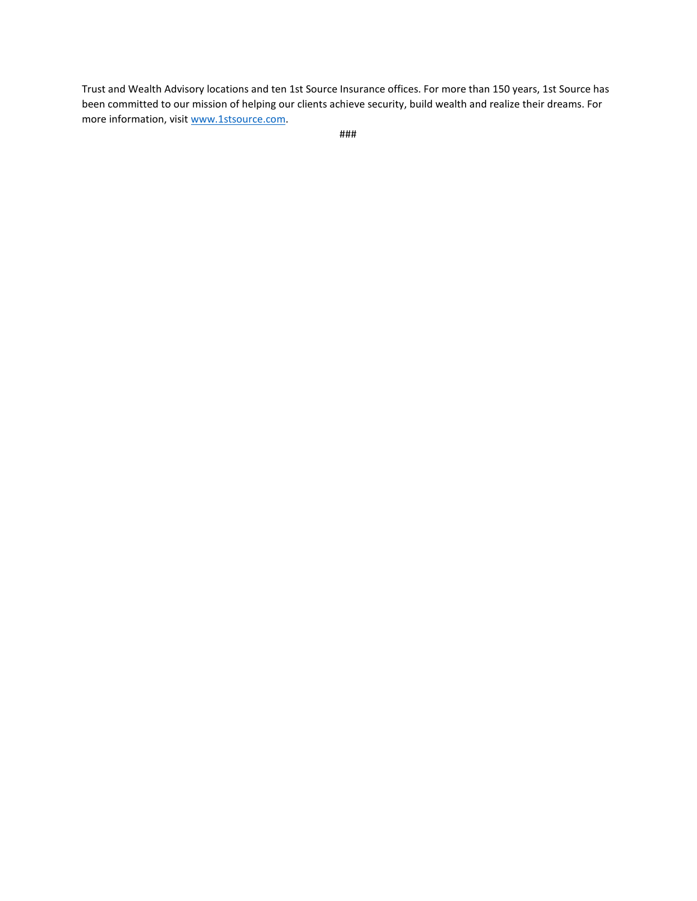Trust and Wealth Advisory locations and ten 1st Source Insurance offices. For more than 150 years, 1st Source has been committed to our mission of helping our clients achieve security, build wealth and realize their dreams. For more information, visit [www.1stsource.com](http://www.1stsource.com).

###